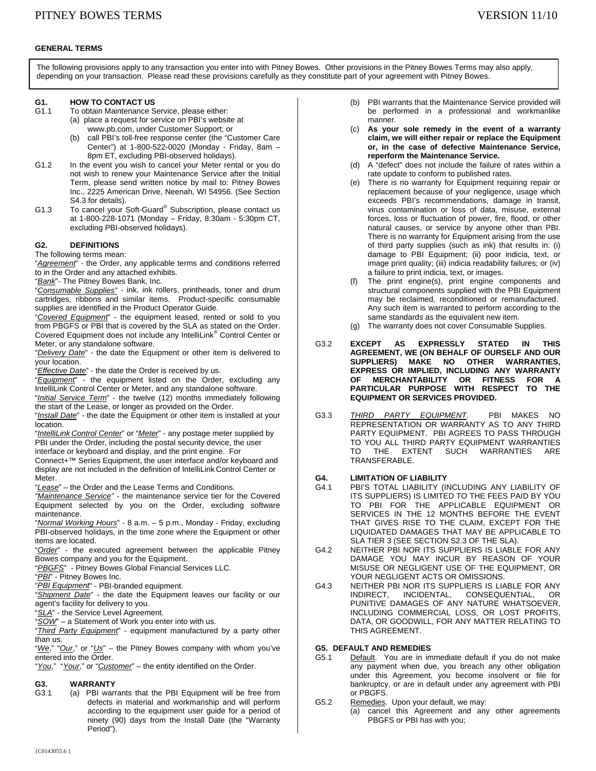## GENERAL TERMS

The following provisions apply to any transaction you enter into with Pitney Bowes. Other provisions in the Pitney Bowes Terms may also apply, depending on your transaction. Please read these provisions carefully as they constitute part of your agreement with Pitney Bowes.

### G1. HOW TO CONTACT US

G1.1 To obtain Maintenance Service, please either:

(a) place a request for service on PBI's website at www.pb.com, under Customer Support; or

(b) call PBI's toll-free response center (the "Customer Care Center") at 1-800-522-0020 (Monday - Friday, 8am – 8pm ET, excluding PBI-observed holidays).

G1.2 In the event you wish to cancel your Meter rental or you do not wish to renew your Maintenance Service after the Initial Term, please send written notice by mail to: Pitney Bowes Inc., 2225 American Drive, Neenah, WI 54956. (See Section S4.3 for details).

G1.3 To cancel your Soft-Guard® Subscription, please contact us at 1-800-228-1071 (Monday – Friday, 8:30am - 5:30pm CT, excluding PBI-observed holidays).

### G2. DEFINITIONS

The following terms mean:

"*Agreement*" - the Order, any applicable terms and conditions referred to in the Order and any attached exhibits.

"*Bank*"- The Pitney Bowes Bank, Inc.

"*Consumable Supplies*" - ink, ink rollers, printheads, toner and drum cartridges, ribbons and similar items. Product-specific consumable supplies are identified in the Product Operator Guide.

"*Covered Equipment*" - the equipment leased, rented or sold to you from PBGFS or PBI that is covered by the SLA as stated on the Order. Covered Equipment does not include any IntelliLink® Control Center or Meter, or any standalone software.

"*Delivery Date*" - the date the Equipment or other item is delivered to your location.

"*Effective Date*" - the date the Order is received by us.

"*Equipment*" - the equipment listed on the Order, excluding any IntelliLink Control Center or Meter, and any standalone software.

"*Initial Service Term*" - the twelve (12) months immediately following the start of the Lease, or longer as provided on the Order.

"*Install Date*" - the date the Equipment or other item is installed at your location.

"*IntelliLink Control Center*" or "*Meter*" - any postage meter supplied by PBI under the Order, including the postal security device, the user interface or keyboard and display, and the print engine. For Connect+™ Series Equipment, the user interface and/or keyboard and display are not included in the definition of IntelliLink Control Center or Meter.

"*Lease*" – the Order and the Lease Terms and Conditions.

"*Maintenance Service*" - the maintenance service tier for the Covered Equipment selected by you on the Order, excluding software maintenance.

"*Normal Working Hours*" - 8 a.m. – 5 p.m., Monday - Friday, excluding PBI-observed holidays, in the time zone where the Equipment or other items are located.

"*Order*" - the executed agreement between the applicable Pitney Bowes company and you for the Equipment.

"*PBGFS*" - Pitney Bowes Global Financial Services LLC.

"*PBI*" - Pitney Bowes Inc.

"*PBI Equipment*" - PBI-branded equipment.

"*Shipment Date*" - the date the Equipment leaves our facility or our agent's facility for delivery to you.

"*SLA*" - the Service Level Agreement.

"*SOW*" – a Statement of Work you enter into with us.

"*Third Party Equipment*" - equipment manufactured by a party other than us.

"*We*," "*Our*," or "*Us*" – the Pitney Bowes company with whom you've entered into the Order.

"*You*," "*Your*," or "*Customer*" – the entity identified on the Order.

### G3. WARRANTY

G3.1 (a) PBI warrants that the PBI Equipment will be free from defects in material and workmanship and will perform according to the equipment user guide for a period of ninety (90) days from the Install Date (the "Warranty Period").

(b) PBI warrants that the Maintenance Service provided will be performed in a professional and workmanlike manner.

(c) **As your sole remedy in the event of a warranty claim, we will either repair or replace the Equipment or, in the case of defective Maintenance Service, reperform the Maintenance Service.**

(d) A "defect" does not include the failure of rates within a rate update to conform to published rates.

(e) There is no warranty for Equipment requiring repair or replacement because of your negligence, usage which exceeds PBI's recommendations, damage in transit, virus contamination or loss of data, misuse, external forces, loss or fluctuation of power, fire, flood, or other natural causes, or service by anyone other than PBI. There is no warranty for Equipment arising from the use of third party supplies (such as ink) that results in: (i) damage to PBI Equipment; (ii) poor indicia, text, or image print quality; (iii) indicia readability failures; or (iv) a failure to print indicia, text, or images.

(f) The print engine(s), print engine components and structural components supplied with the PBI Equipment may be reclaimed, reconditioned or remanufactured. Any such item is warranted to perform according to the same standards as the equivalent new item.

(g) The warranty does not cover Consumable Supplies.

G3.2 **EXCEPT AS EXPRESSLY STATED IN THIS AGREEMENT, WE (ON BEHALF OF OURSELF AND OUR SUPPLIERS) MAKE NO OTHER WARRANTIES, EXPRESS OR IMPLIED, INCLUDING ANY WARRANTY OF MERCHANTABILITY OR FITNESS FOR A PARTICULAR PURPOSE WITH RESPECT TO THE EQUIPMENT OR SERVICES PROVIDED.**

G3.3 *THIRD PARTY EQUIPMENT*. PBI MAKES NO REPRESENTATION OR WARRANTY AS TO ANY THIRD PARTY EQUIPMENT. PBI AGREES TO PASS THROUGH TO YOU ALL THIRD PARTY EQUIPMENT WARRANTIES TO THE EXTENT SUCH WARRANTIES ARE TRANSFERABLE.

### G4. LIMITATION OF LIABILITY

G4.1 PBI'S TOTAL LIABILITY (INCLUDING ANY LIABILITY OF ITS SUPPLIERS) IS LIMITED TO THE FEES PAID BY YOU TO PBI FOR THE APPLICABLE EQUIPMENT OR SERVICES IN THE 12 MONTHS BEFORE THE EVENT THAT GIVES RISE TO THE CLAIM, EXCEPT FOR THE LIQUIDATED DAMAGES THAT MAY BE APPLICABLE TO SLA TIER 3 (SEE SECTION S2.3 OF THE SLA).

G4.2 NEITHER PBI NOR ITS SUPPLIERS IS LIABLE FOR ANY DAMAGE YOU MAY INCUR BY REASON OF YOUR MISUSE OR NEGLIGENT USE OF THE EQUIPMENT, OR YOUR NEGLIGENT ACTS OR OMISSIONS.

G4.3 NEITHER PBI NOR ITS SUPPLIERS IS LIABLE FOR ANY INDIRECT, INCIDENTAL, CONSEQUENTIAL, OR PUNITIVE DAMAGES OF ANY NATURE WHATSOEVER, INCLUDING COMMERCIAL LOSS, OR LOST PROFITS, DATA, OR GOODWILL, FOR ANY MATTER RELATING TO THIS AGREEMENT.

### G5. DEFAULT AND REMEDIES

G5.1 Default. You are in immediate default if you do not make any payment when due, you breach any other obligation under this Agreement, you become insolvent or file for bankruptcy, or are in default under any agreement with PBI or PBGFS.

G5.2 Remedies. Upon your default, we may:

(a) cancel this Agreement and any other agreements PBGFS or PBI has with you;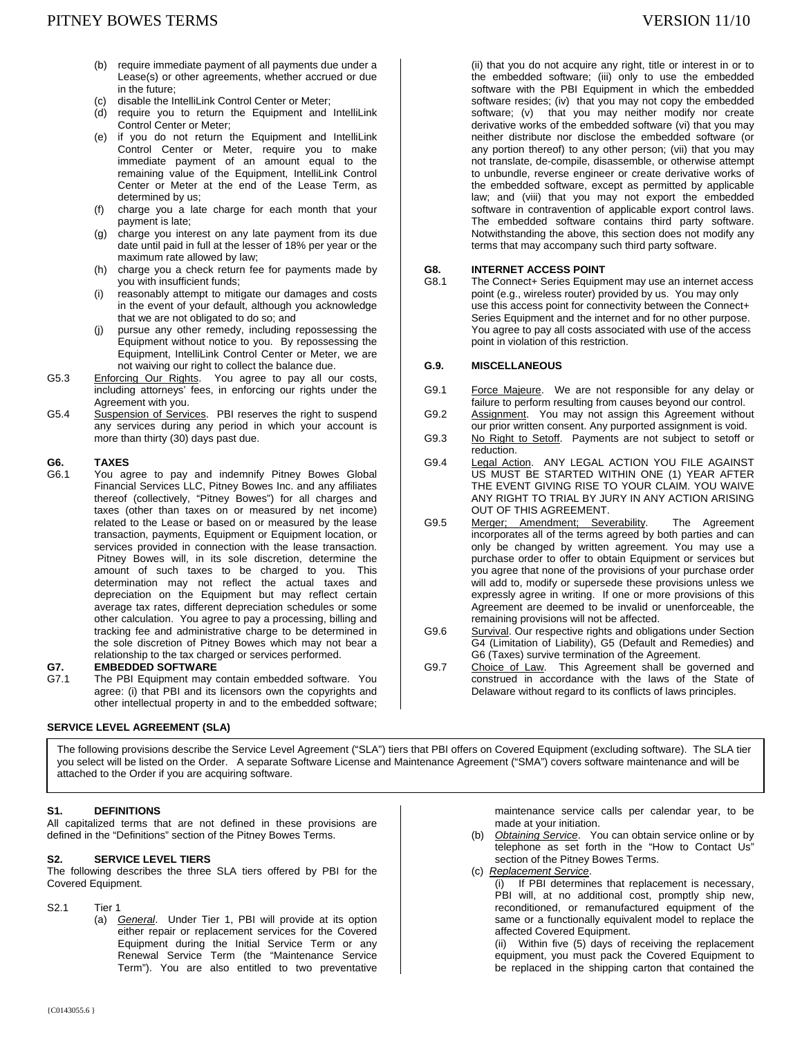(b) require immediate payment of all payments due under a Lease(s) or other agreements, whether accrued or due in the future;

(c) disable the IntelliLink Control Center or Meter;

(d) require you to return the Equipment and IntelliLink Control Center or Meter;

(e) if you do not return the Equipment and IntelliLink Control Center or Meter, require you to make immediate payment of an amount equal to the remaining value of the Equipment, IntelliLink Control Center or Meter at the end of the Lease Term, as determined by us;

(f) charge you a late charge for each month that your payment is late;

(g) charge you interest on any late payment from its due date until paid in full at the lesser of 18% per year or the maximum rate allowed by law;

(h) charge you a check return fee for payments made by you with insufficient funds;

(i) reasonably attempt to mitigate our damages and costs in the event of your default, although you acknowledge that we are not obligated to do so; and

(j) pursue any other remedy, including repossessing the Equipment without notice to you. By repossessing the Equipment, IntelliLink Control Center or Meter, we are not waiving our right to collect the balance due.

G5.3 Enforcing Our Rights. You agree to pay all our costs, including attorneys' fees, in enforcing our rights under the Agreement with you.

G5.4 Suspension of Services. PBI reserves the right to suspend any services during any period in which your account is more than thirty (30) days past due.

**G6. TAXES**

G6.1 You agree to pay and indemnify Pitney Bowes Global Financial Services LLC, Pitney Bowes Inc. and any affiliates thereof (collectively, "Pitney Bowes") for all charges and taxes (other than taxes on or measured by net income) related to the Lease or based on or measured by the lease transaction, payments, Equipment or Equipment location, or services provided in connection with the lease transaction. Pitney Bowes will, in its sole discretion, determine the amount of such taxes to be charged to you. This determination may not reflect the actual taxes and depreciation on the Equipment but may reflect certain average tax rates, different depreciation schedules or some other calculation. You agree to pay a processing, billing and tracking fee and administrative charge to be determined in the sole discretion of Pitney Bowes which may not bear a relationship to the tax charged or services performed.

**G7. EMBEDDED SOFTWARE**

G7.1 The PBI Equipment may contain embedded software. You agree: (i) that PBI and its licensors own the copyrights and other intellectual property in and to the embedded software; (ii) that you do not acquire any right, title or interest in or to the embedded software; (iii) only to use the embedded software with the PBI Equipment in which the embedded software resides; (iv) that you may not copy the embedded software; (v) that you may neither modify nor create derivative works of the embedded software (vi) that you may neither distribute nor disclose the embedded software (or any portion thereof) to any other person; (vii) that you may not translate, de-compile, disassemble, or otherwise attempt to unbundle, reverse engineer or create derivative works of the embedded software, except as permitted by applicable law; and (viii) that you may not export the embedded software in contravention of applicable export control laws. The embedded software contains third party software. Notwithstanding the above, this section does not modify any terms that may accompany such third party software.

**G8. INTERNET ACCESS POINT**

G8.1 The Connect+ Series Equipment may use an internet access point (e.g., wireless router) provided by us. You may only use this access point for connectivity between the Connect+ Series Equipment and the internet and for no other purpose. You agree to pay all costs associated with use of the access point in violation of this restriction.

**G.9. MISCELLANEOUS**

G9.1 Force Majeure. We are not responsible for any delay or failure to perform resulting from causes beyond our control.

G9.2 Assignment. You may not assign this Agreement without our prior written consent. Any purported assignment is void.

G9.3 No Right to Setoff. Payments are not subject to setoff or reduction.

G9.4 Legal Action. ANY LEGAL ACTION YOU FILE AGAINST US MUST BE STARTED WITHIN ONE (1) YEAR AFTER THE EVENT GIVING RISE TO YOUR CLAIM. YOU WAIVE ANY RIGHT TO TRIAL BY JURY IN ANY ACTION ARISING OUT OF THIS AGREEMENT.

G9.5 Merger; Amendment; Severability. The Agreement incorporates all of the terms agreed by both parties and can only be changed by written agreement. You may use a purchase order to offer to obtain Equipment or services but you agree that none of the provisions of your purchase order will add to, modify or supersede these provisions unless we expressly agree in writing. If one or more provisions of this Agreement are deemed to be invalid or unenforceable, the remaining provisions will not be affected.

G9.6 Survival. Our respective rights and obligations under Section G4 (Limitation of Liability), G5 (Default and Remedies) and G6 (Taxes) survive termination of the Agreement.

G9.7 Choice of Law. This Agreement shall be governed and construed in accordance with the laws of the State of Delaware without regard to its conflicts of laws principles.

## SERVICE LEVEL AGREEMENT (SLA)

The following provisions describe the Service Level Agreement ("SLA") tiers that PBI offers on Covered Equipment (excluding software). The SLA tier you select will be listed on the Order. A separate Software License and Maintenance Agreement ("SMA") covers software maintenance and will be attached to the Order if you are acquiring software.

**S1. DEFINITIONS**

All capitalized terms that are not defined in these provisions are defined in the "Definitions" section of the Pitney Bowes Terms.

**S2. SERVICE LEVEL TIERS**

The following describes the three SLA tiers offered by PBI for the Covered Equipment.

S2.1 Tier 1

(a) *General*. Under Tier 1, PBI will provide at its option either repair or replacement services for the Covered Equipment during the Initial Service Term or any Renewal Service Term (the "Maintenance Service Term"). You are also entitled to two preventative maintenance service calls per calendar year, to be made at your initiation.

(b) *Obtaining Service*. You can obtain service online or by telephone as set forth in the "How to Contact Us" section of the Pitney Bowes Terms.

(c) *Replacement Service*.

(i) If PBI determines that replacement is necessary, PBI will, at no additional cost, promptly ship new, reconditioned, or remanufactured equipment of the same or a functionally equivalent model to replace the affected Covered Equipment.

(ii) Within five (5) days of receiving the replacement equipment, you must pack the Covered Equipment to be replaced in the shipping carton that contained the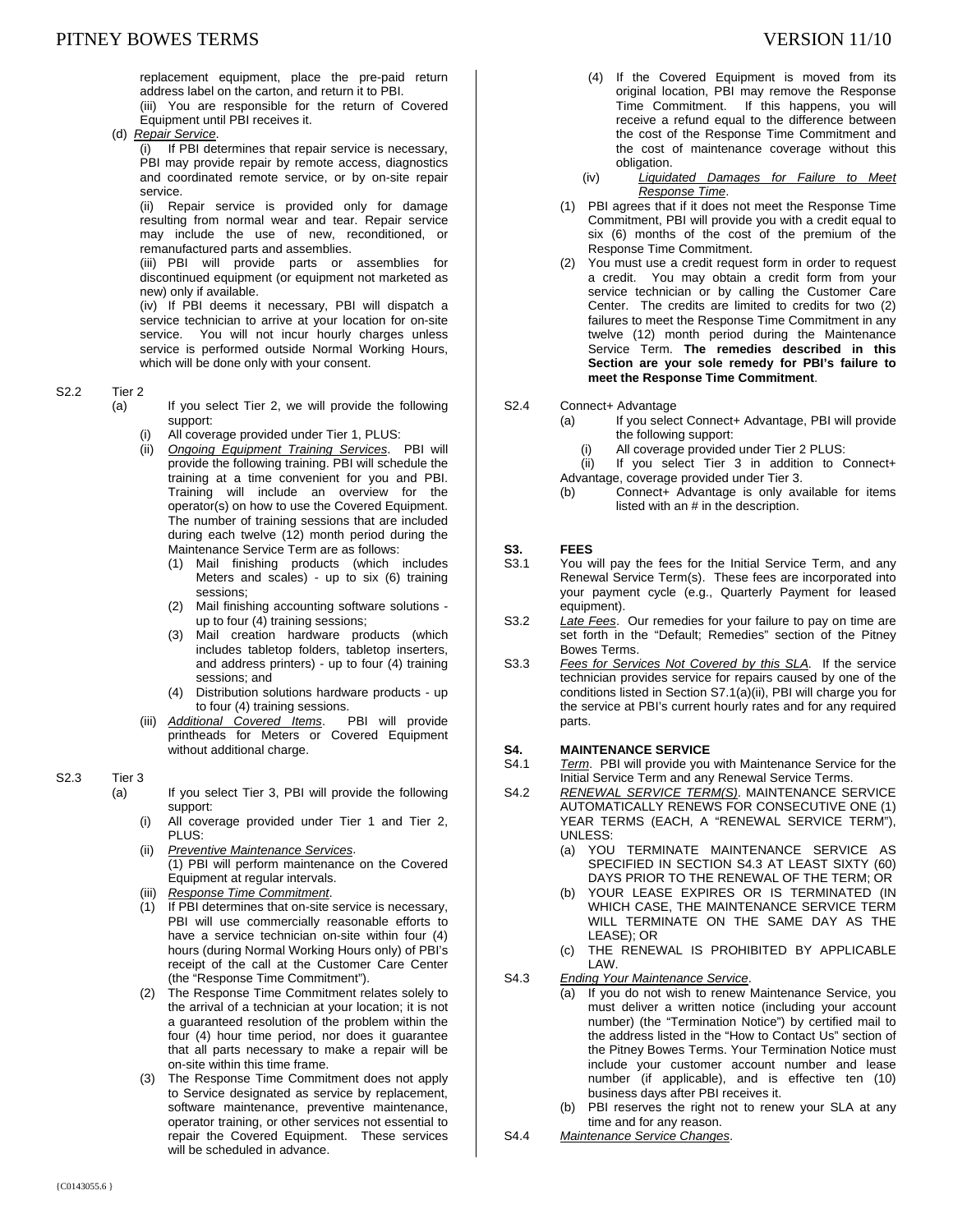replacement equipment, place the pre-paid return address label on the carton, and return it to PBI.

(iii) You are responsible for the return of Covered Equipment until PBI receives it.

(d) *Repair Service*.

(i) If PBI determines that repair service is necessary, PBI may provide repair by remote access, diagnostics and coordinated remote service, or by on-site repair service.

(ii) Repair service is provided only for damage resulting from normal wear and tear. Repair service may include the use of new, reconditioned, or remanufactured parts and assemblies.

(iii) PBI will provide parts or assemblies for discontinued equipment (or equipment not marketed as new) only if available.

(iv) If PBI deems it necessary, PBI will dispatch a service technician to arrive at your location for on-site service. You will not incur hourly charges unless service is performed outside Normal Working Hours, which will be done only with your consent.

S2.2 Tier 2

(a) If you select Tier 2, we will provide the following support:

(i) All coverage provided under Tier 1, PLUS:

(ii) *Ongoing Equipment Training Services*. PBI will provide the following training. PBI will schedule the training at a time convenient for you and PBI. Training will include an overview for the operator(s) on how to use the Covered Equipment. The number of training sessions that are included during each twelve (12) month period during the Maintenance Service Term are as follows:

(1) Mail finishing products (which includes Meters and scales) - up to six (6) training sessions;

(2) Mail finishing accounting software solutions - up to four (4) training sessions;

(3) Mail creation hardware products (which includes tabletop folders, tabletop inserters, and address printers) - up to four (4) training sessions; and

(4) Distribution solutions hardware products - up to four (4) training sessions.

(iii) *Additional Covered Items*. PBI will provide printheads for Meters or Covered Equipment without additional charge.

S2.3 Tier 3

(a) If you select Tier 3, PBI will provide the following support:

(i) All coverage provided under Tier 1 and Tier 2, PLUS:

(ii) *Preventive Maintenance Services*.
(1) PBI will perform maintenance on the Covered Equipment at regular intervals.

(iii) *Response Time Commitment*.

(1) If PBI determines that on-site service is necessary, PBI will use commercially reasonable efforts to have a service technician on-site within four (4) hours (during Normal Working Hours only) of PBI's receipt of the call at the Customer Care Center (the "Response Time Commitment").

(2) The Response Time Commitment relates solely to the arrival of a technician at your location; it is not a guaranteed resolution of the problem within the four (4) hour time period, nor does it guarantee that all parts necessary to make a repair will be on-site within this time frame.

(3) The Response Time Commitment does not apply to Service designated as service by replacement, software maintenance, preventive maintenance, operator training, or other services not essential to repair the Covered Equipment. These services will be scheduled in advance.

(4) If the Covered Equipment is moved from its original location, PBI may remove the Response Time Commitment. If this happens, you will receive a refund equal to the difference between the cost of the Response Time Commitment and the cost of maintenance coverage without this obligation.

(iv) *Liquidated Damages for Failure to Meet Response Time*.

(1) PBI agrees that if it does not meet the Response Time Commitment, PBI will provide you with a credit equal to six (6) months of the cost of the premium of the Response Time Commitment.

(2) You must use a credit request form in order to request a credit. You may obtain a credit form from your service technician or by calling the Customer Care Center. The credits are limited to credits for two (2) failures to meet the Response Time Commitment in any twelve (12) month period during the Maintenance Service Term. **The remedies described in this Section are your sole remedy for PBI's failure to meet the Response Time Commitment**.

S2.4 Connect+ Advantage

(a) If you select Connect+ Advantage, PBI will provide the following support:

(i) All coverage provided under Tier 2 PLUS:

(ii) If you select Tier 3 in addition to Connect+ Advantage, coverage provided under Tier 3.

(b) Connect+ Advantage is only available for items listed with an # in the description.

## S3. FEES

S3.1 You will pay the fees for the Initial Service Term, and any Renewal Service Term(s). These fees are incorporated into your payment cycle (e.g., Quarterly Payment for leased equipment).

S3.2 *Late Fees*. Our remedies for your failure to pay on time are set forth in the "Default; Remedies" section of the Pitney Bowes Terms.

S3.3 *Fees for Services Not Covered by this SLA*. If the service technician provides service for repairs caused by one of the conditions listed in Section S7.1(a)(ii), PBI will charge you for the service at PBI's current hourly rates and for any required parts.

## S4. MAINTENANCE SERVICE

S4.1 *Term*. PBI will provide you with Maintenance Service for the Initial Service Term and any Renewal Service Terms.

S4.2 *RENEWAL SERVICE TERM(S)*. MAINTENANCE SERVICE AUTOMATICALLY RENEWS FOR CONSECUTIVE ONE (1) YEAR TERMS (EACH, A "RENEWAL SERVICE TERM"), UNLESS:

(a) YOU TERMINATE MAINTENANCE SERVICE AS SPECIFIED IN SECTION S4.3 AT LEAST SIXTY (60) DAYS PRIOR TO THE RENEWAL OF THE TERM; OR

(b) YOUR LEASE EXPIRES OR IS TERMINATED (IN WHICH CASE, THE MAINTENANCE SERVICE TERM WILL TERMINATE ON THE SAME DAY AS THE LEASE); OR

(c) THE RENEWAL IS PROHIBITED BY APPLICABLE LAW.

S4.3 *Ending Your Maintenance Service*.

(a) If you do not wish to renew Maintenance Service, you must deliver a written notice (including your account number) (the "Termination Notice") by certified mail to the address listed in the "How to Contact Us" section of the Pitney Bowes Terms. Your Termination Notice must include your customer account number and lease number (if applicable), and is effective ten (10) business days after PBI receives it.

(b) PBI reserves the right not to renew your SLA at any time and for any reason.

S4.4 *Maintenance Service Changes*.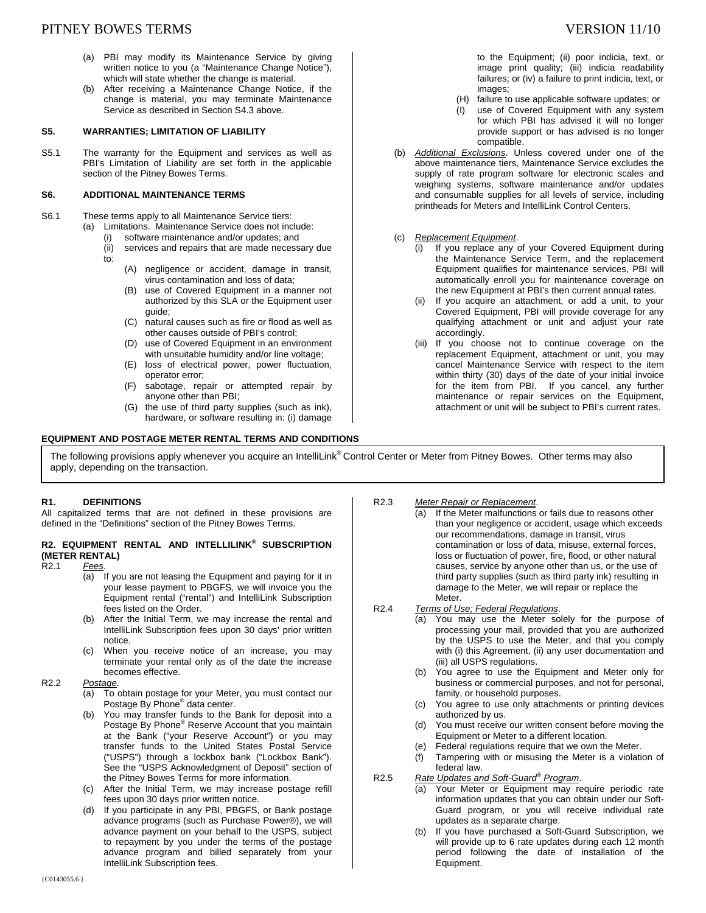(a) PBI may modify its Maintenance Service by giving written notice to you (a "Maintenance Change Notice"), which will state whether the change is material.

(b) After receiving a Maintenance Change Notice, if the change is material, you may terminate Maintenance Service as described in Section S4.3 above.

### S5. WARRANTIES; LIMITATION OF LIABILITY

S5.1 The warranty for the Equipment and services as well as PBI's Limitation of Liability are set forth in the applicable section of the Pitney Bowes Terms.

### S6. ADDITIONAL MAINTENANCE TERMS

S6.1 These terms apply to all Maintenance Service tiers:

(a) Limitations. Maintenance Service does not include:

(i) software maintenance and/or updates; and

(ii) services and repairs that are made necessary due to:

(A) negligence or accident, damage in transit, virus contamination and loss of data;

(B) use of Covered Equipment in a manner not authorized by this SLA or the Equipment user guide;

(C) natural causes such as fire or flood as well as other causes outside of PBI's control;

(D) use of Covered Equipment in an environment with unsuitable humidity and/or line voltage;

(E) loss of electrical power, power fluctuation, operator error;

(F) sabotage, repair or attempted repair by anyone other than PBI;

(G) the use of third party supplies (such as ink), hardware, or software resulting in: (i) damage to the Equipment; (ii) poor indicia, text, or image print quality; (iii) indicia readability failures; or (iv) a failure to print indicia, text, or images;

(H) failure to use applicable software updates; or

(I) use of Covered Equipment with any system for which PBI has advised it will no longer provide support or has advised is no longer compatible.

(b) *Additional Exclusions*. Unless covered under one of the above maintenance tiers, Maintenance Service excludes the supply of rate program software for electronic scales and weighing systems, software maintenance and/or updates and consumable supplies for all levels of service, including printheads for Meters and IntelliLink Control Centers.

(c) *Replacement Equipment*.

(i) If you replace any of your Covered Equipment during the Maintenance Service Term, and the replacement Equipment qualifies for maintenance services, PBI will automatically enroll you for maintenance coverage on the new Equipment at PBI's then current annual rates.

(ii) If you acquire an attachment, or add a unit, to your Covered Equipment, PBI will provide coverage for any qualifying attachment or unit and adjust your rate accordingly.

(iii) If you choose not to continue coverage on the replacement Equipment, attachment or unit, you may cancel Maintenance Service with respect to the item within thirty (30) days of the date of your initial invoice for the item from PBI. If you cancel, any further maintenance or repair services on the Equipment, attachment or unit will be subject to PBI's current rates.

## EQUIPMENT AND POSTAGE METER RENTAL TERMS AND CONDITIONS

The following provisions apply whenever you acquire an IntelliLink® Control Center or Meter from Pitney Bowes. Other terms may also apply, depending on the transaction.

### R1. DEFINITIONS

All capitalized terms that are not defined in these provisions are defined in the "Definitions" section of the Pitney Bowes Terms.

### R2. EQUIPMENT RENTAL AND INTELLILINK® SUBSCRIPTION (METER RENTAL)

R2.1 *Fees*.

(a) If you are not leasing the Equipment and paying for it in your lease payment to PBGFS, we will invoice you the Equipment rental ("rental") and IntelliLink Subscription fees listed on the Order.

(b) After the Initial Term, we may increase the rental and IntelliLink Subscription fees upon 30 days' prior written notice.

(c) When you receive notice of an increase, you may terminate your rental only as of the date the increase becomes effective.

R2.2 *Postage*.

(a) To obtain postage for your Meter, you must contact our Postage By Phone® data center.

(b) You may transfer funds to the Bank for deposit into a Postage By Phone® Reserve Account that you maintain at the Bank ("your Reserve Account") or you may transfer funds to the United States Postal Service ("USPS") through a lockbox bank ("Lockbox Bank"). See the "USPS Acknowledgment of Deposit" section of the Pitney Bowes Terms for more information.

(c) After the Initial Term, we may increase postage refill fees upon 30 days prior written notice.

(d) If you participate in any PBI, PBGFS, or Bank postage advance programs (such as Purchase Power®), we will advance payment on your behalf to the USPS, subject to repayment by you under the terms of the postage advance program and billed separately from your IntelliLink Subscription fees.

R2.3 *Meter Repair or Replacement*.

(a) If the Meter malfunctions or fails due to reasons other than your negligence or accident, usage which exceeds our recommendations, damage in transit, virus contamination or loss of data, misuse, external forces, loss or fluctuation of power, fire, flood, or other natural causes, service by anyone other than us, or the use of third party supplies (such as third party ink) resulting in damage to the Meter, we will repair or replace the Meter.

R2.4 *Terms of Use; Federal Regulations*.

(a) You may use the Meter solely for the purpose of processing your mail, provided that you are authorized by the USPS to use the Meter, and that you comply with (i) this Agreement, (ii) any user documentation and (iii) all USPS regulations.

(b) You agree to use the Equipment and Meter only for business or commercial purposes, and not for personal, family, or household purposes.

(c) You agree to use only attachments or printing devices authorized by us.

(d) You must receive our written consent before moving the Equipment or Meter to a different location.

(e) Federal regulations require that we own the Meter.

(f) Tampering with or misusing the Meter is a violation of federal law.

R2.5 *Rate Updates and Soft-Guard® Program*.

(a) Your Meter or Equipment may require periodic rate information updates that you can obtain under our Soft-Guard program, or you will receive individual rate updates as a separate charge.

(b) If you have purchased a Soft-Guard Subscription, we will provide up to 6 rate updates during each 12 month period following the date of installation of the Equipment.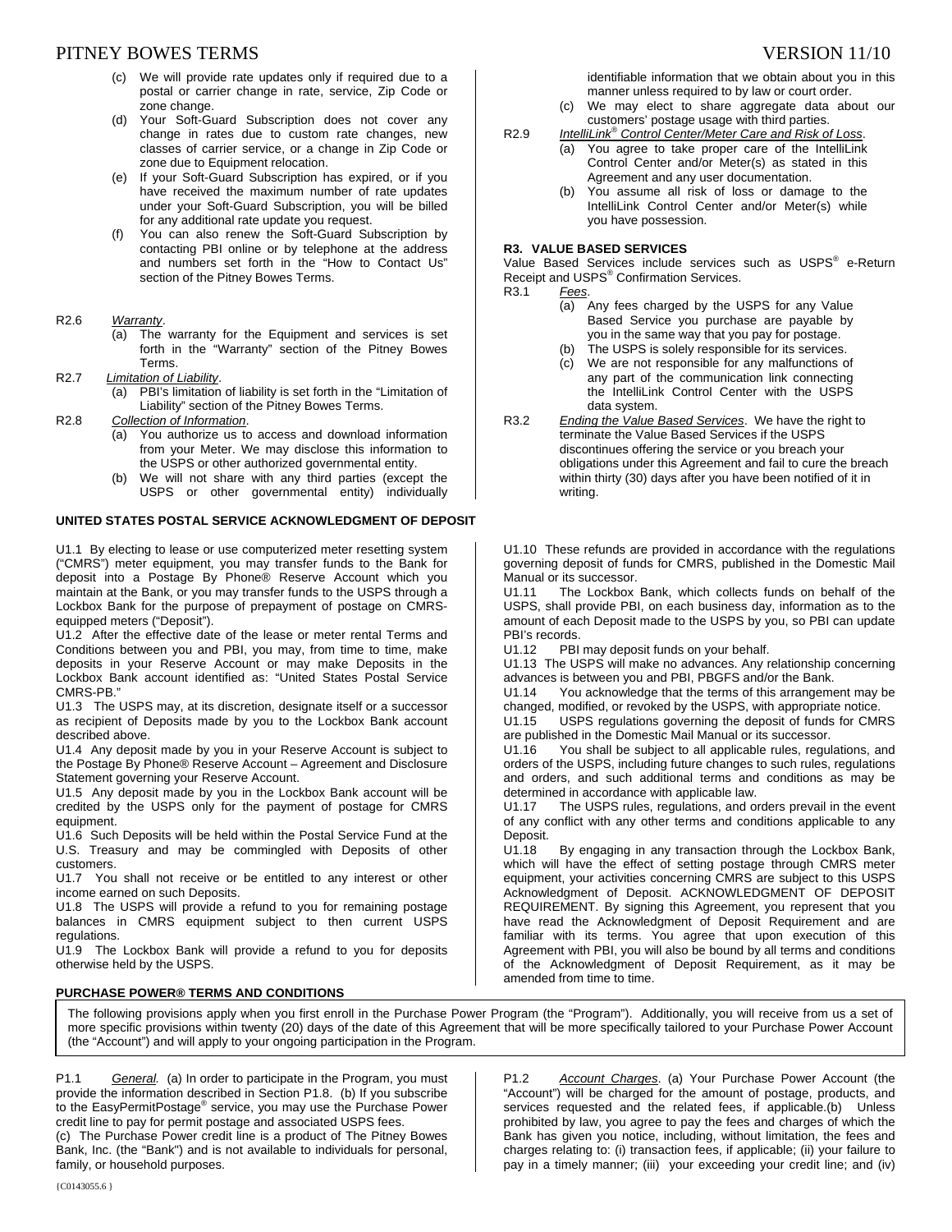(c) We will provide rate updates only if required due to a postal or carrier change in rate, service, Zip Code or zone change.

(d) Your Soft-Guard Subscription does not cover any change in rates due to custom rate changes, new classes of carrier service, or a change in Zip Code or zone due to Equipment relocation.

(e) If your Soft-Guard Subscription has expired, or if you have received the maximum number of rate updates under your Soft-Guard Subscription, you will be billed for any additional rate update you request.

(f) You can also renew the Soft-Guard Subscription by contacting PBI online or by telephone at the address and numbers set forth in the "How to Contact Us" section of the Pitney Bowes Terms.

R2.6 *Warranty*.

(a) The warranty for the Equipment and services is set forth in the "Warranty" section of the Pitney Bowes Terms.

R2.7 *Limitation of Liability*.

(a) PBI's limitation of liability is set forth in the "Limitation of Liability" section of the Pitney Bowes Terms.

R2.8 *Collection of Information*.

(a) You authorize us to access and download information from your Meter. We may disclose this information to the USPS or other authorized governmental entity.

(b) We will not share with any third parties (except the USPS or other governmental entity) individually identifiable information that we obtain about you in this manner unless required to by law or court order.

(c) We may elect to share aggregate data about our customers' postage usage with third parties.

R2.9 *IntelliLink® Control Center/Meter Care and Risk of Loss*.

(a) You agree to take proper care of the IntelliLink Control Center and/or Meter(s) as stated in this Agreement and any user documentation.

(b) You assume all risk of loss or damage to the IntelliLink Control Center and/or Meter(s) while you have possession.

**R3. VALUE BASED SERVICES**

Value Based Services include services such as USPS® e-Return Receipt and USPS® Confirmation Services.

R3.1 *Fees*.

(a) Any fees charged by the USPS for any Value Based Service you purchase are payable by you in the same way that you pay for postage.

(b) The USPS is solely responsible for its services.

(c) We are not responsible for any malfunctions of any part of the communication link connecting the IntelliLink Control Center with the USPS data system.

R3.2 *Ending the Value Based Services*. We have the right to terminate the Value Based Services if the USPS discontinues offering the service or you breach your obligations under this Agreement and fail to cure the breach within thirty (30) days after you have been notified of it in writing.

**UNITED STATES POSTAL SERVICE ACKNOWLEDGMENT OF DEPOSIT**

U1.1 By electing to lease or use computerized meter resetting system ("CMRS") meter equipment, you may transfer funds to the Bank for deposit into a Postage By Phone® Reserve Account which you maintain at the Bank, or you may transfer funds to the USPS through a Lockbox Bank for the purpose of prepayment of postage on CMRS-equipped meters ("Deposit").

U1.2 After the effective date of the lease or meter rental Terms and Conditions between you and PBI, you may, from time to time, make deposits in your Reserve Account or may make Deposits in the Lockbox Bank account identified as: "United States Postal Service CMRS-PB."

U1.3 The USPS may, at its discretion, designate itself or a successor as recipient of Deposits made by you to the Lockbox Bank account described above.

U1.4 Any deposit made by you in your Reserve Account is subject to the Postage By Phone® Reserve Account – Agreement and Disclosure Statement governing your Reserve Account.

U1.5 Any deposit made by you in the Lockbox Bank account will be credited by the USPS only for the payment of postage for CMRS equipment.

U1.6 Such Deposits will be held within the Postal Service Fund at the U.S. Treasury and may be commingled with Deposits of other customers.

U1.7 You shall not receive or be entitled to any interest or other income earned on such Deposits.

U1.8 The USPS will provide a refund to you for remaining postage balances in CMRS equipment subject to then current USPS regulations.

U1.9 The Lockbox Bank will provide a refund to you for deposits otherwise held by the USPS.

U1.10 These refunds are provided in accordance with the regulations governing deposit of funds for CMRS, published in the Domestic Mail Manual or its successor.

U1.11 The Lockbox Bank, which collects funds on behalf of the USPS, shall provide PBI, on each business day, information as to the amount of each Deposit made to the USPS by you, so PBI can update PBI's records.

U1.12 PBI may deposit funds on your behalf.

U1.13 The USPS will make no advances. Any relationship concerning advances is between you and PBI, PBGFS and/or the Bank.

U1.14 You acknowledge that the terms of this arrangement may be changed, modified, or revoked by the USPS, with appropriate notice.

U1.15 USPS regulations governing the deposit of funds for CMRS are published in the Domestic Mail Manual or its successor.

U1.16 You shall be subject to all applicable rules, regulations, and orders of the USPS, including future changes to such rules, regulations and orders, and such additional terms and conditions as may be determined in accordance with applicable law.

U1.17 The USPS rules, regulations, and orders prevail in the event of any conflict with any other terms and conditions applicable to any Deposit.

U1.18 By engaging in any transaction through the Lockbox Bank, which will have the effect of setting postage through CMRS meter equipment, your activities concerning CMRS are subject to this USPS Acknowledgment of Deposit. ACKNOWLEDGMENT OF DEPOSIT REQUIREMENT. By signing this Agreement, you represent that you have read the Acknowledgment of Deposit Requirement and are familiar with its terms. You agree that upon execution of this Agreement with PBI, you will also be bound by all terms and conditions of the Acknowledgment of Deposit Requirement, as it may be amended from time to time.

**PURCHASE POWER® TERMS AND CONDITIONS**

The following provisions apply when you first enroll in the Purchase Power Program (the "Program"). Additionally, you will receive from us a set of more specific provisions within twenty (20) days of the date of this Agreement that will be more specifically tailored to your Purchase Power Account (the "Account") and will apply to your ongoing participation in the Program.

P1.1 *General*. (a) In order to participate in the Program, you must provide the information described in Section P1.8. (b) If you subscribe to the EasyPermitPostage® service, you may use the Purchase Power credit line to pay for permit postage and associated USPS fees.
(c) The Purchase Power credit line is a product of The Pitney Bowes Bank, Inc. (the "Bank") and is not available to individuals for personal, family, or household purposes.

P1.2 *Account Charges*. (a) Your Purchase Power Account (the "Account") will be charged for the amount of postage, products, and services requested and the related fees, if applicable.(b) Unless prohibited by law, you agree to pay the fees and charges of which the Bank has given you notice, including, without limitation, the fees and charges relating to: (i) transaction fees, if applicable; (ii) your failure to pay in a timely manner; (iii) your exceeding your credit line; and (iv)

{C0143055.6 }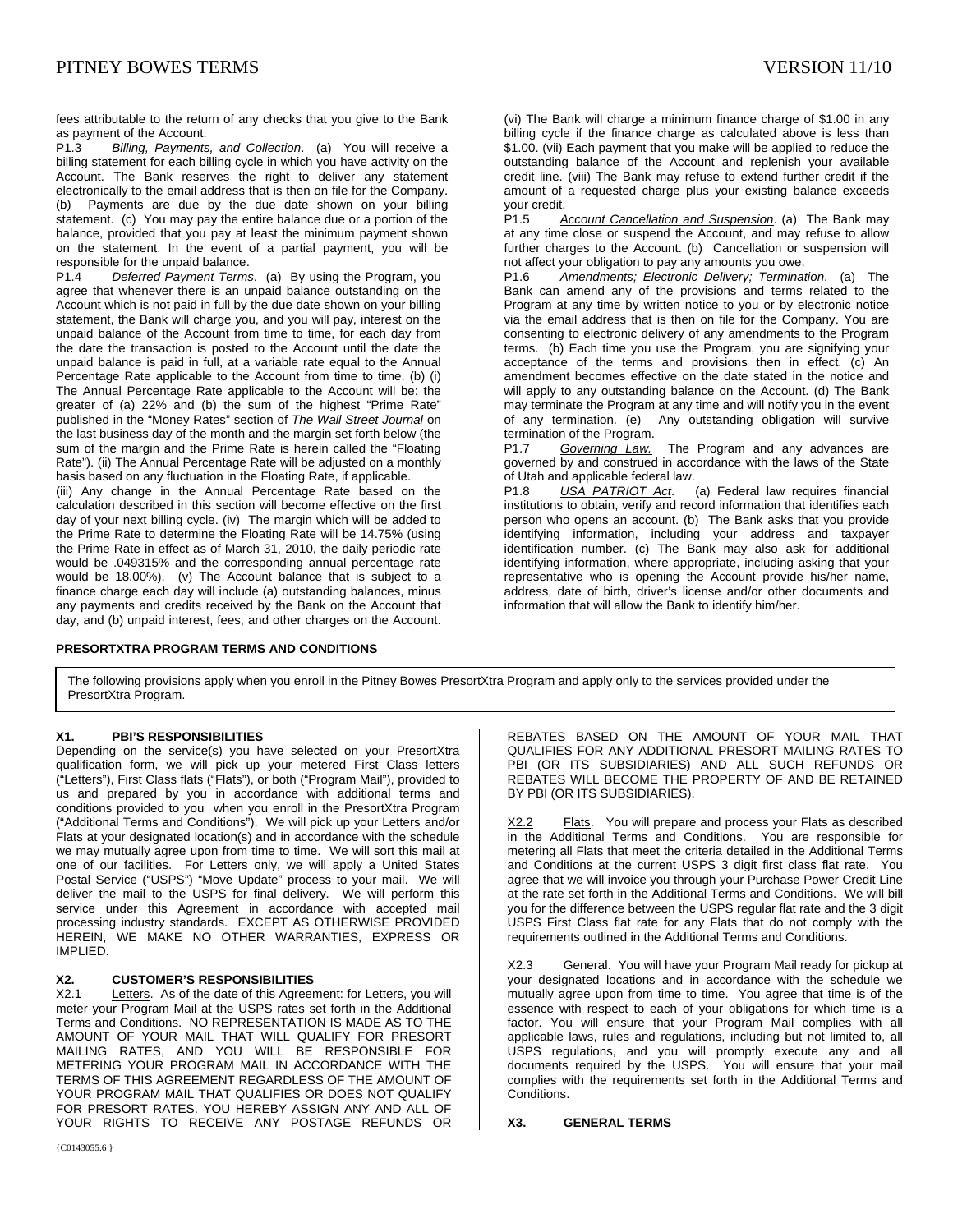fees attributable to the return of any checks that you give to the Bank as payment of the Account.

P1.3 *Billing, Payments, and Collection*. (a) You will receive a billing statement for each billing cycle in which you have activity on the Account. The Bank reserves the right to deliver any statement electronically to the email address that is then on file for the Company. (b) Payments are due by the due date shown on your billing statement. (c) You may pay the entire balance due or a portion of the balance, provided that you pay at least the minimum payment shown on the statement. In the event of a partial payment, you will be responsible for the unpaid balance.

P1.4 *Deferred Payment Terms*. (a) By using the Program, you agree that whenever there is an unpaid balance outstanding on the Account which is not paid in full by the due date shown on your billing statement, the Bank will charge you, and you will pay, interest on the unpaid balance of the Account from time to time, for each day from the date the transaction is posted to the Account until the date the unpaid balance is paid in full, at a variable rate equal to the Annual Percentage Rate applicable to the Account from time to time. (b) (i) The Annual Percentage Rate applicable to the Account will be: the greater of (a) 22% and (b) the sum of the highest "Prime Rate" published in the "Money Rates" section of *The Wall Street Journal* on the last business day of the month and the margin set forth below (the sum of the margin and the Prime Rate is herein called the "Floating Rate"). (ii) The Annual Percentage Rate will be adjusted on a monthly basis based on any fluctuation in the Floating Rate, if applicable.

(iii) Any change in the Annual Percentage Rate based on the calculation described in this section will become effective on the first day of your next billing cycle. (iv) The margin which will be added to the Prime Rate to determine the Floating Rate will be 14.75% (using the Prime Rate in effect as of March 31, 2010, the daily periodic rate would be .049315% and the corresponding annual percentage rate would be 18.00%). (v) The Account balance that is subject to a finance charge each day will include (a) outstanding balances, minus any payments and credits received by the Bank on the Account that day, and (b) unpaid interest, fees, and other charges on the Account. (vi) The Bank will charge a minimum finance charge of $1.00 in any billing cycle if the finance charge as calculated above is less than $1.00. (vii) Each payment that you make will be applied to reduce the outstanding balance of the Account and replenish your available credit line. (viii) The Bank may refuse to extend further credit if the amount of a requested charge plus your existing balance exceeds your credit.

P1.5 *Account Cancellation and Suspension*. (a) The Bank may at any time close or suspend the Account, and may refuse to allow further charges to the Account. (b) Cancellation or suspension will not affect your obligation to pay any amounts you owe.

P1.6 *Amendments; Electronic Delivery; Termination*. (a) The Bank can amend any of the provisions and terms related to the Program at any time by written notice to you or by electronic notice via the email address that is then on file for the Company. You are consenting to electronic delivery of any amendments to the Program terms. (b) Each time you use the Program, you are signifying your acceptance of the terms and provisions then in effect. (c) An amendment becomes effective on the date stated in the notice and will apply to any outstanding balance on the Account. (d) The Bank may terminate the Program at any time and will notify you in the event of any termination. (e) Any outstanding obligation will survive termination of the Program.

P1.7 *Governing Law.* The Program and any advances are governed by and construed in accordance with the laws of the State of Utah and applicable federal law.

P1.8 *USA PATRIOT Act*. (a) Federal law requires financial institutions to obtain, verify and record information that identifies each person who opens an account. (b) The Bank asks that you provide identifying information, including your address and taxpayer identification number. (c) The Bank may also ask for additional identifying information, where appropriate, including asking that your representative who is opening the Account provide his/her name, address, date of birth, driver's license and/or other documents and information that will allow the Bank to identify him/her.

## PRESORTXTRA PROGRAM TERMS AND CONDITIONS

The following provisions apply when you enroll in the Pitney Bowes PresortXtra Program and apply only to the services provided under the PresortXtra Program.

### X1. PBI'S RESPONSIBILITIES

Depending on the service(s) you have selected on your PresortXtra qualification form, we will pick up your metered First Class letters ("Letters"), First Class flats ("Flats"), or both ("Program Mail"), provided to us and prepared by you in accordance with additional terms and conditions provided to you when you enroll in the PresortXtra Program ("Additional Terms and Conditions"). We will pick up your Letters and/or Flats at your designated location(s) and in accordance with the schedule we may mutually agree upon from time to time. We will sort this mail at one of our facilities. For Letters only, we will apply a United States Postal Service ("USPS") "Move Update" process to your mail. We will deliver the mail to the USPS for final delivery. We will perform this service under this Agreement in accordance with accepted mail processing industry standards. EXCEPT AS OTHERWISE PROVIDED HEREIN, WE MAKE NO OTHER WARRANTIES, EXPRESS OR IMPLIED.

### X2. CUSTOMER'S RESPONSIBILITIES

X2.1 Letters. As of the date of this Agreement: for Letters, you will meter your Program Mail at the USPS rates set forth in the Additional Terms and Conditions. NO REPRESENTATION IS MADE AS TO THE AMOUNT OF YOUR MAIL THAT WILL QUALIFY FOR PRESORT MAILING RATES, AND YOU WILL BE RESPONSIBLE FOR METERING YOUR PROGRAM MAIL IN ACCORDANCE WITH THE TERMS OF THIS AGREEMENT REGARDLESS OF THE AMOUNT OF YOUR PROGRAM MAIL THAT QUALIFIES OR DOES NOT QUALIFY FOR PRESORT RATES. YOU HEREBY ASSIGN ANY AND ALL OF YOUR RIGHTS TO RECEIVE ANY POSTAGE REFUNDS OR REBATES BASED ON THE AMOUNT OF YOUR MAIL THAT QUALIFIES FOR ANY ADDITIONAL PRESORT MAILING RATES TO PBI (OR ITS SUBSIDIARIES) AND ALL SUCH REFUNDS OR REBATES WILL BECOME THE PROPERTY OF AND BE RETAINED BY PBI (OR ITS SUBSIDIARIES).

X2.2 Flats. You will prepare and process your Flats as described in the Additional Terms and Conditions. You are responsible for metering all Flats that meet the criteria detailed in the Additional Terms and Conditions at the current USPS 3 digit first class flat rate. You agree that we will invoice you through your Purchase Power Credit Line at the rate set forth in the Additional Terms and Conditions. We will bill you for the difference between the USPS regular flat rate and the 3 digit USPS First Class flat rate for any Flats that do not comply with the requirements outlined in the Additional Terms and Conditions.

X2.3 General. You will have your Program Mail ready for pickup at your designated locations and in accordance with the schedule we mutually agree upon from time to time. You agree that time is of the essence with respect to each of your obligations for which time is a factor. You will ensure that your Program Mail complies with all applicable laws, rules and regulations, including but not limited to, all USPS regulations, and you will promptly execute any and all documents required by the USPS. You will ensure that your mail complies with the requirements set forth in the Additional Terms and Conditions.

### X3. GENERAL TERMS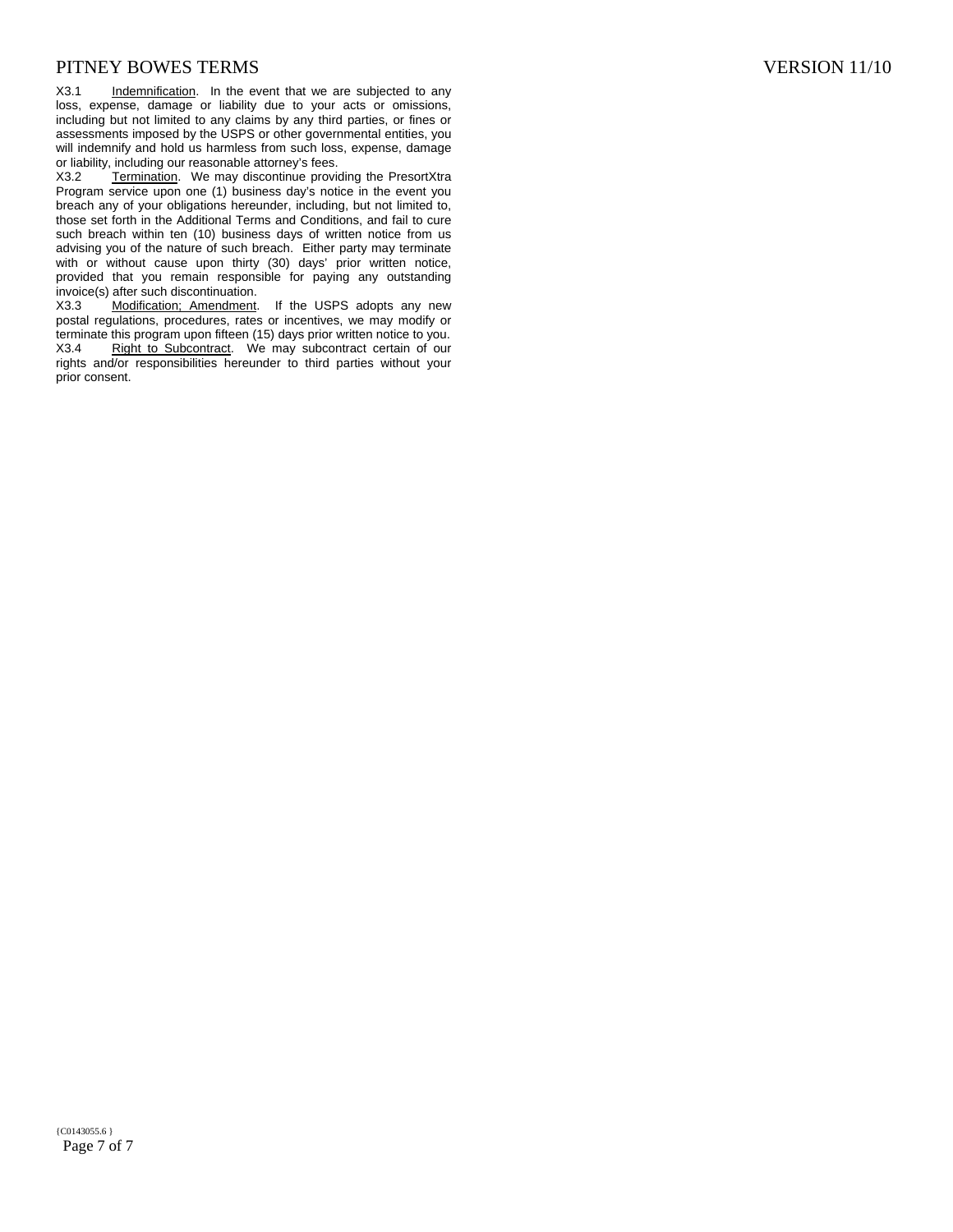X3.1 Indemnification. In the event that we are subjected to any loss, expense, damage or liability due to your acts or omissions, including but not limited to any claims by any third parties, or fines or assessments imposed by the USPS or other governmental entities, you will indemnify and hold us harmless from such loss, expense, damage or liability, including our reasonable attorney's fees.

X3.2 Termination. We may discontinue providing the PresortXtra Program service upon one (1) business day's notice in the event you breach any of your obligations hereunder, including, but not limited to, those set forth in the Additional Terms and Conditions, and fail to cure such breach within ten (10) business days of written notice from us advising you of the nature of such breach. Either party may terminate with or without cause upon thirty (30) days' prior written notice, provided that you remain responsible for paying any outstanding invoice(s) after such discontinuation.

X3.3 Modification; Amendment. If the USPS adopts any new postal regulations, procedures, rates or incentives, we may modify or terminate this program upon fifteen (15) days prior written notice to you.

X3.4 Right to Subcontract. We may subcontract certain of our rights and/or responsibilities hereunder to third parties without your prior consent.

{C0143055.6 }